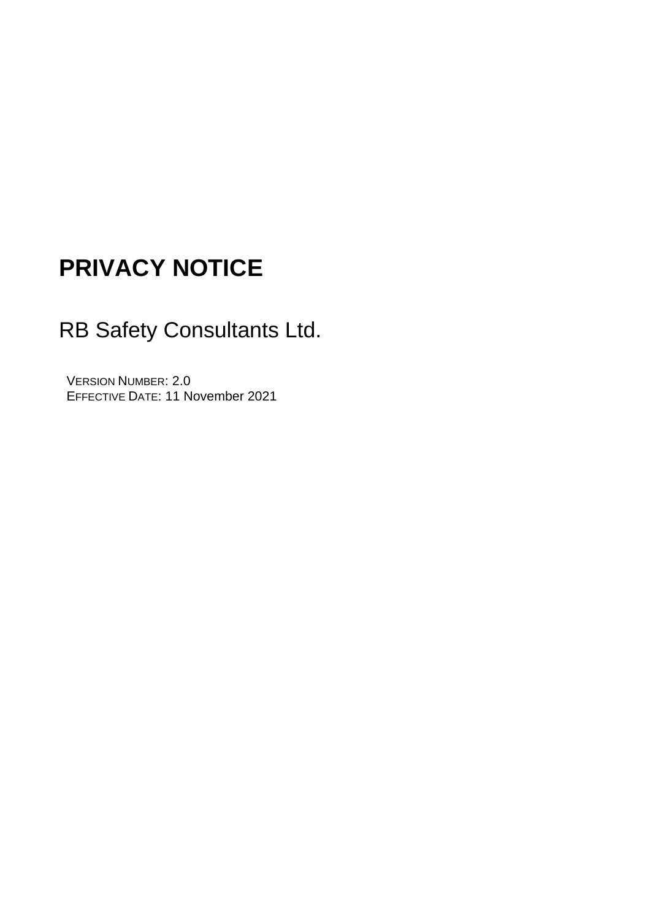# PRIVACY NOTICE

RB Safety Consultants Ltd.

VERSION NUMBER: 2.0
EFFECTIVE DATE: 11 November 2021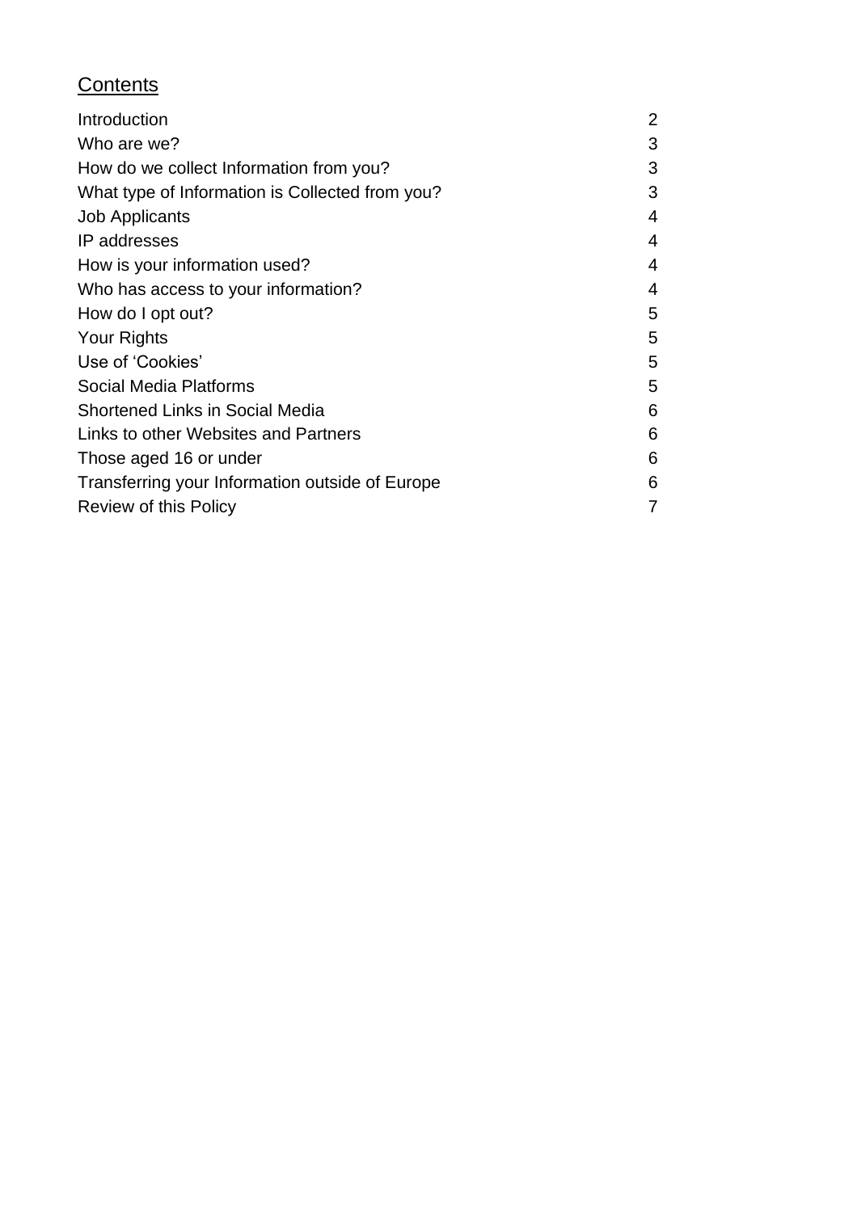## Contents

| | |
|---|---|
| Introduction | 2 |
| Who are we? | 3 |
| How do we collect Information from you? | 3 |
| What type of Information is Collected from you? | 3 |
| Job Applicants | 4 |
| IP addresses | 4 |
| How is your information used? | 4 |
| Who has access to your information? | 4 |
| How do I opt out? | 5 |
| Your Rights | 5 |
| Use of 'Cookies' | 5 |
| Social Media Platforms | 5 |
| Shortened Links in Social Media | 6 |
| Links to other Websites and Partners | 6 |
| Those aged 16 or under | 6 |
| Transferring your Information outside of Europe | 6 |
| Review of this Policy | 7 |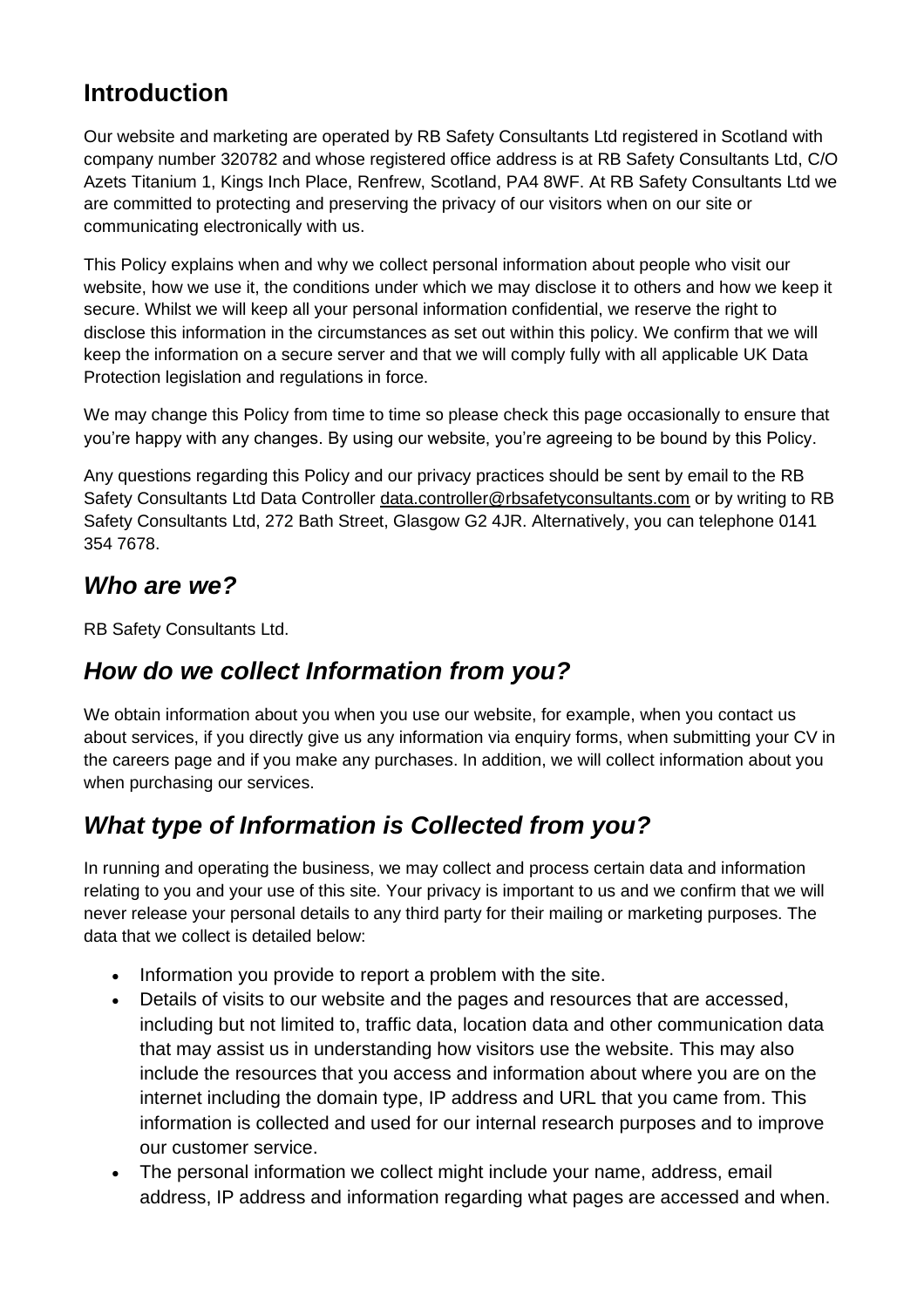## Introduction

Our website and marketing are operated by RB Safety Consultants Ltd registered in Scotland with company number 320782 and whose registered office address is at RB Safety Consultants Ltd, C/O Azets Titanium 1, Kings Inch Place, Renfrew, Scotland, PA4 8WF. At RB Safety Consultants Ltd we are committed to protecting and preserving the privacy of our visitors when on our site or communicating electronically with us.

This Policy explains when and why we collect personal information about people who visit our website, how we use it, the conditions under which we may disclose it to others and how we keep it secure. Whilst we will keep all your personal information confidential, we reserve the right to disclose this information in the circumstances as set out within this policy. We confirm that we will keep the information on a secure server and that we will comply fully with all applicable UK Data Protection legislation and regulations in force.

We may change this Policy from time to time so please check this page occasionally to ensure that you're happy with any changes. By using our website, you're agreeing to be bound by this Policy.

Any questions regarding this Policy and our privacy practices should be sent by email to the RB Safety Consultants Ltd Data Controller data.controller@rbsafetyconsultants.com or by writing to RB Safety Consultants Ltd, 272 Bath Street, Glasgow G2 4JR. Alternatively, you can telephone 0141 354 7678.

## *Who are we?*

RB Safety Consultants Ltd.

## *How do we collect Information from you?*

We obtain information about you when you use our website, for example, when you contact us about services, if you directly give us any information via enquiry forms, when submitting your CV in the careers page and if you make any purchases. In addition, we will collect information about you when purchasing our services.

## *What type of Information is Collected from you?*

In running and operating the business, we may collect and process certain data and information relating to you and your use of this site. Your privacy is important to us and we confirm that we will never release your personal details to any third party for their mailing or marketing purposes. The data that we collect is detailed below:

- Information you provide to report a problem with the site.
- Details of visits to our website and the pages and resources that are accessed, including but not limited to, traffic data, location data and other communication data that may assist us in understanding how visitors use the website. This may also include the resources that you access and information about where you are on the internet including the domain type, IP address and URL that you came from. This information is collected and used for our internal research purposes and to improve our customer service.
- The personal information we collect might include your name, address, email address, IP address and information regarding what pages are accessed and when.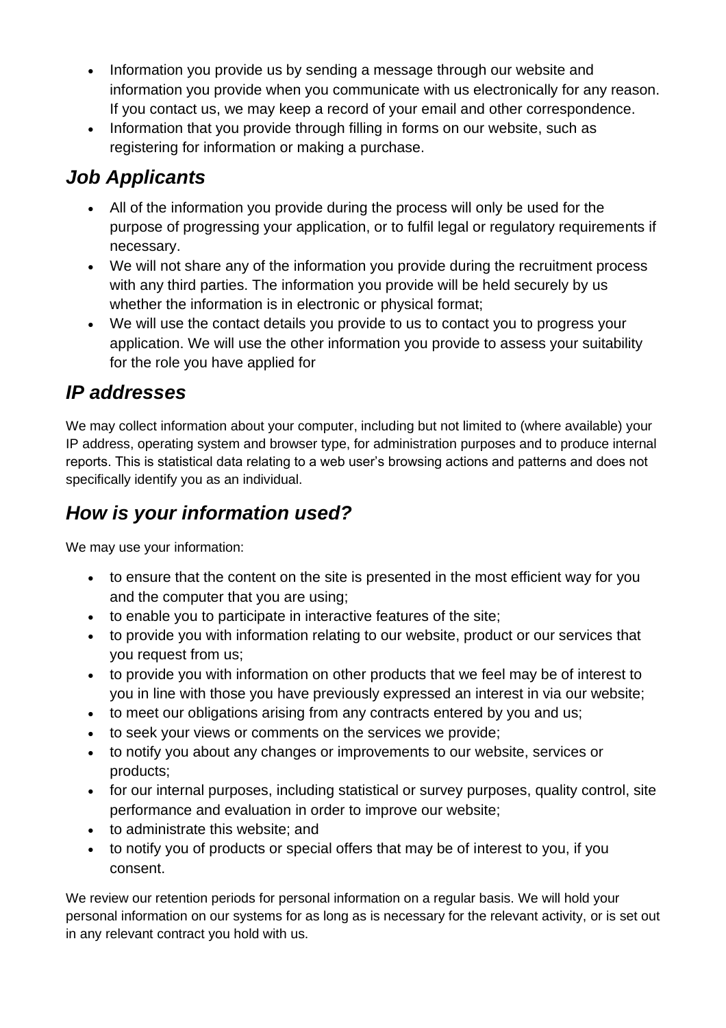- Information you provide us by sending a message through our website and information you provide when you communicate with us electronically for any reason. If you contact us, we may keep a record of your email and other correspondence.
- Information that you provide through filling in forms on our website, such as registering for information or making a purchase.

## *Job Applicants*

- All of the information you provide during the process will only be used for the purpose of progressing your application, or to fulfil legal or regulatory requirements if necessary.
- We will not share any of the information you provide during the recruitment process with any third parties. The information you provide will be held securely by us whether the information is in electronic or physical format;
- We will use the contact details you provide to us to contact you to progress your application. We will use the other information you provide to assess your suitability for the role you have applied for

## *IP addresses*

We may collect information about your computer, including but not limited to (where available) your IP address, operating system and browser type, for administration purposes and to produce internal reports. This is statistical data relating to a web user's browsing actions and patterns and does not specifically identify you as an individual.

## *How is your information used?*

We may use your information:

- to ensure that the content on the site is presented in the most efficient way for you and the computer that you are using;
- to enable you to participate in interactive features of the site;
- to provide you with information relating to our website, product or our services that you request from us;
- to provide you with information on other products that we feel may be of interest to you in line with those you have previously expressed an interest in via our website;
- to meet our obligations arising from any contracts entered by you and us;
- to seek your views or comments on the services we provide;
- to notify you about any changes or improvements to our website, services or products;
- for our internal purposes, including statistical or survey purposes, quality control, site performance and evaluation in order to improve our website;
- to administrate this website; and
- to notify you of products or special offers that may be of interest to you, if you consent.

We review our retention periods for personal information on a regular basis. We will hold your personal information on our systems for as long as is necessary for the relevant activity, or is set out in any relevant contract you hold with us.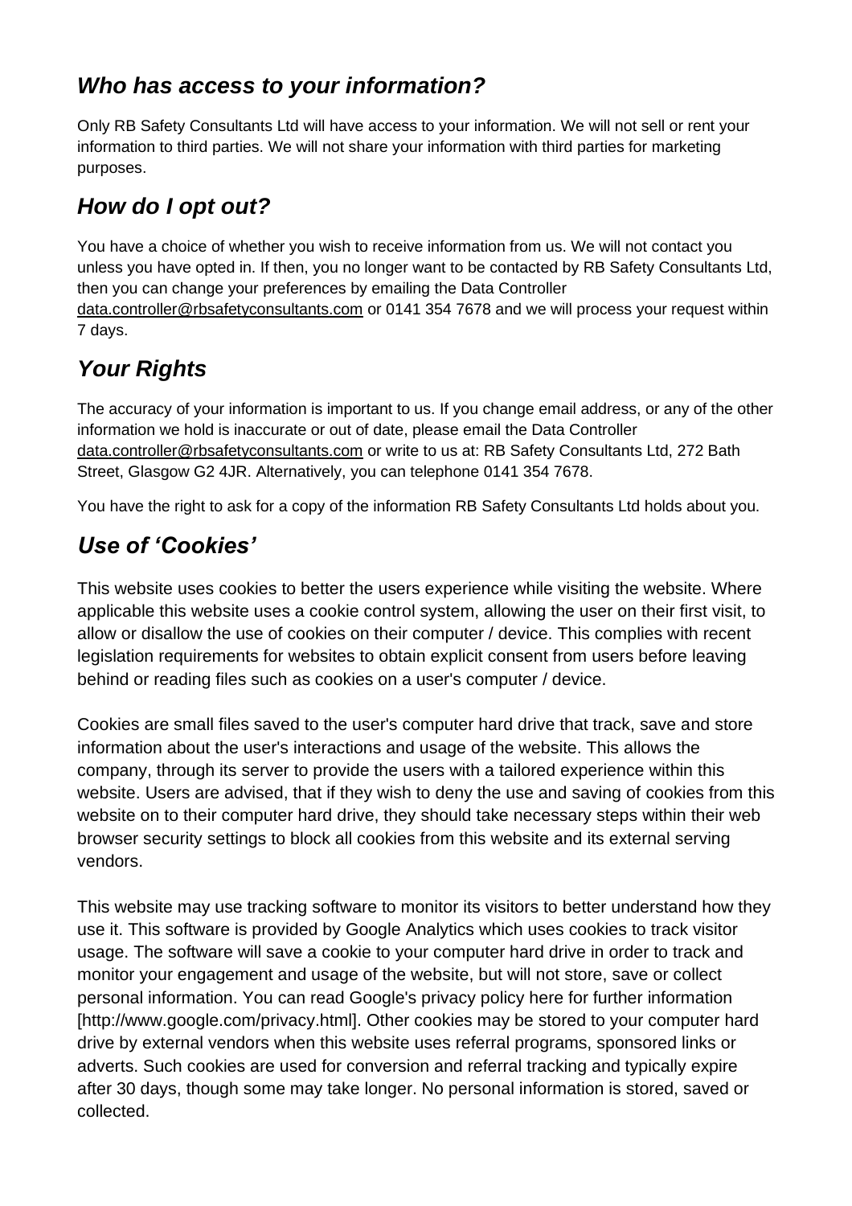## *Who has access to your information?*

Only RB Safety Consultants Ltd will have access to your information. We will not sell or rent your information to third parties. We will not share your information with third parties for marketing purposes.

## *How do I opt out?*

You have a choice of whether you wish to receive information from us. We will not contact you unless you have opted in. If then, you no longer want to be contacted by RB Safety Consultants Ltd, then you can change your preferences by emailing the Data Controller data.controller@rbsafetyconsultants.com or 0141 354 7678 and we will process your request within 7 days.

## *Your Rights*

The accuracy of your information is important to us. If you change email address, or any of the other information we hold is inaccurate or out of date, please email the Data Controller data.controller@rbsafetyconsultants.com or write to us at: RB Safety Consultants Ltd, 272 Bath Street, Glasgow G2 4JR. Alternatively, you can telephone 0141 354 7678.

You have the right to ask for a copy of the information RB Safety Consultants Ltd holds about you.

## *Use of 'Cookies'*

This website uses cookies to better the users experience while visiting the website. Where applicable this website uses a cookie control system, allowing the user on their first visit, to allow or disallow the use of cookies on their computer / device. This complies with recent legislation requirements for websites to obtain explicit consent from users before leaving behind or reading files such as cookies on a user's computer / device.

Cookies are small files saved to the user's computer hard drive that track, save and store information about the user's interactions and usage of the website. This allows the company, through its server to provide the users with a tailored experience within this website. Users are advised, that if they wish to deny the use and saving of cookies from this website on to their computer hard drive, they should take necessary steps within their web browser security settings to block all cookies from this website and its external serving vendors.

This website may use tracking software to monitor its visitors to better understand how they use it. This software is provided by Google Analytics which uses cookies to track visitor usage. The software will save a cookie to your computer hard drive in order to track and monitor your engagement and usage of the website, but will not store, save or collect personal information. You can read Google's privacy policy here for further information [http://www.google.com/privacy.html]. Other cookies may be stored to your computer hard drive by external vendors when this website uses referral programs, sponsored links or adverts. Such cookies are used for conversion and referral tracking and typically expire after 30 days, though some may take longer. No personal information is stored, saved or collected.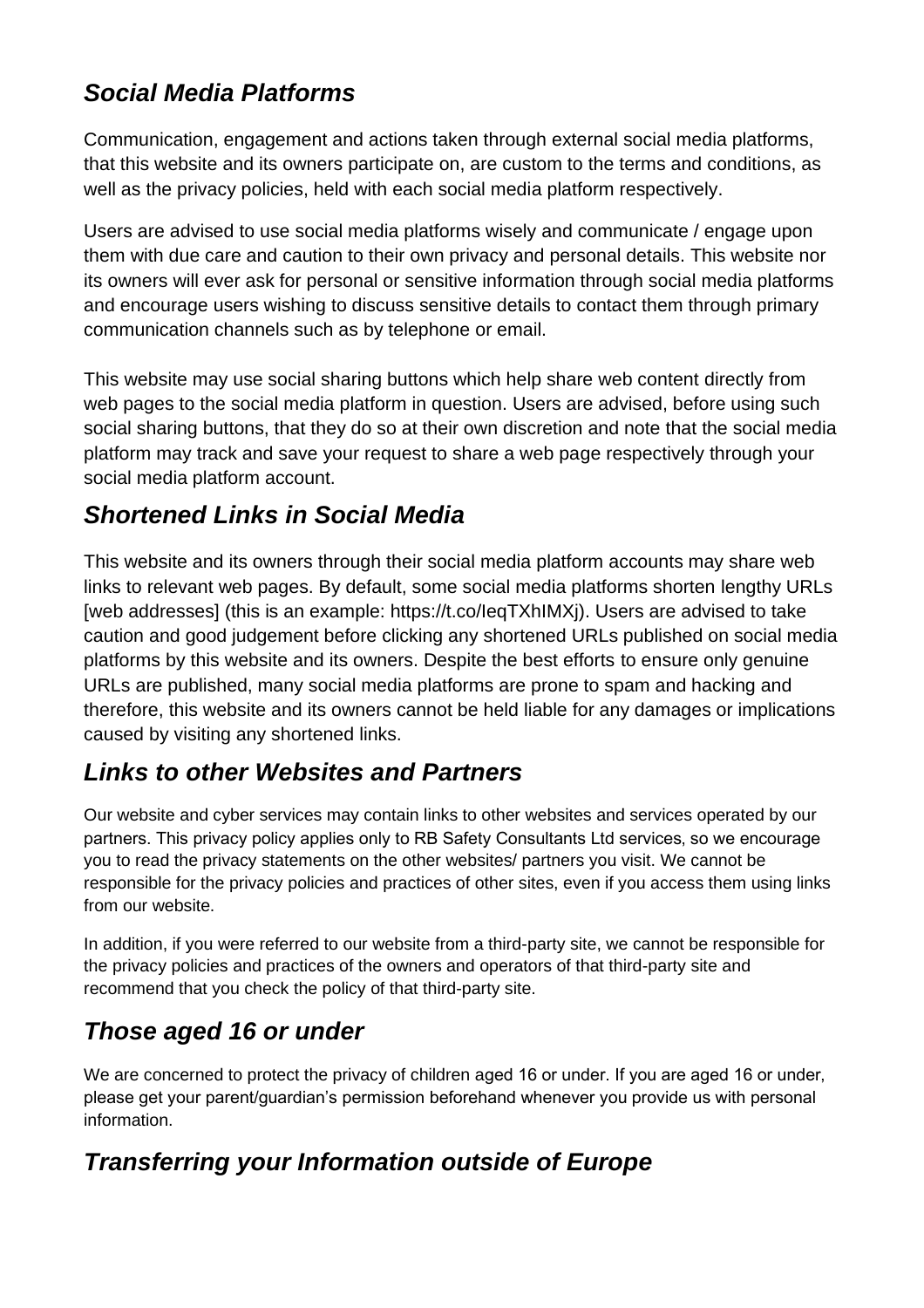## *Social Media Platforms*

Communication, engagement and actions taken through external social media platforms, that this website and its owners participate on, are custom to the terms and conditions, as well as the privacy policies, held with each social media platform respectively.

Users are advised to use social media platforms wisely and communicate / engage upon them with due care and caution to their own privacy and personal details. This website nor its owners will ever ask for personal or sensitive information through social media platforms and encourage users wishing to discuss sensitive details to contact them through primary communication channels such as by telephone or email.

This website may use social sharing buttons which help share web content directly from web pages to the social media platform in question. Users are advised, before using such social sharing buttons, that they do so at their own discretion and note that the social media platform may track and save your request to share a web page respectively through your social media platform account.

## *Shortened Links in Social Media*

This website and its owners through their social media platform accounts may share web links to relevant web pages. By default, some social media platforms shorten lengthy URLs [web addresses] (this is an example: https://t.co/IeqTXhIMXj). Users are advised to take caution and good judgement before clicking any shortened URLs published on social media platforms by this website and its owners. Despite the best efforts to ensure only genuine URLs are published, many social media platforms are prone to spam and hacking and therefore, this website and its owners cannot be held liable for any damages or implications caused by visiting any shortened links.

## *Links to other Websites and Partners*

Our website and cyber services may contain links to other websites and services operated by our partners. This privacy policy applies only to RB Safety Consultants Ltd services, so we encourage you to read the privacy statements on the other websites/ partners you visit. We cannot be responsible for the privacy policies and practices of other sites, even if you access them using links from our website.

In addition, if you were referred to our website from a third-party site, we cannot be responsible for the privacy policies and practices of the owners and operators of that third-party site and recommend that you check the policy of that third-party site.

## *Those aged 16 or under*

We are concerned to protect the privacy of children aged 16 or under. If you are aged 16 or under, please get your parent/guardian's permission beforehand whenever you provide us with personal information.

## *Transferring your Information outside of Europe*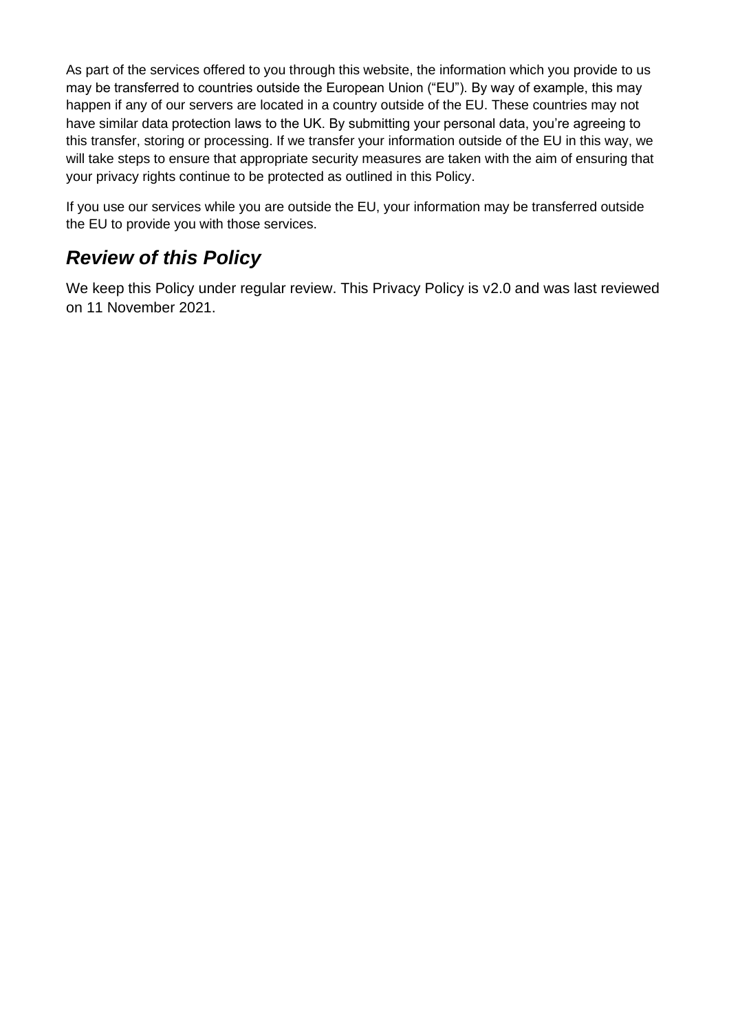As part of the services offered to you through this website, the information which you provide to us may be transferred to countries outside the European Union ("EU"). By way of example, this may happen if any of our servers are located in a country outside of the EU. These countries may not have similar data protection laws to the UK. By submitting your personal data, you're agreeing to this transfer, storing or processing. If we transfer your information outside of the EU in this way, we will take steps to ensure that appropriate security measures are taken with the aim of ensuring that your privacy rights continue to be protected as outlined in this Policy.

If you use our services while you are outside the EU, your information may be transferred outside the EU to provide you with those services.

## *Review of this Policy*

We keep this Policy under regular review. This Privacy Policy is v2.0 and was last reviewed on 11 November 2021.